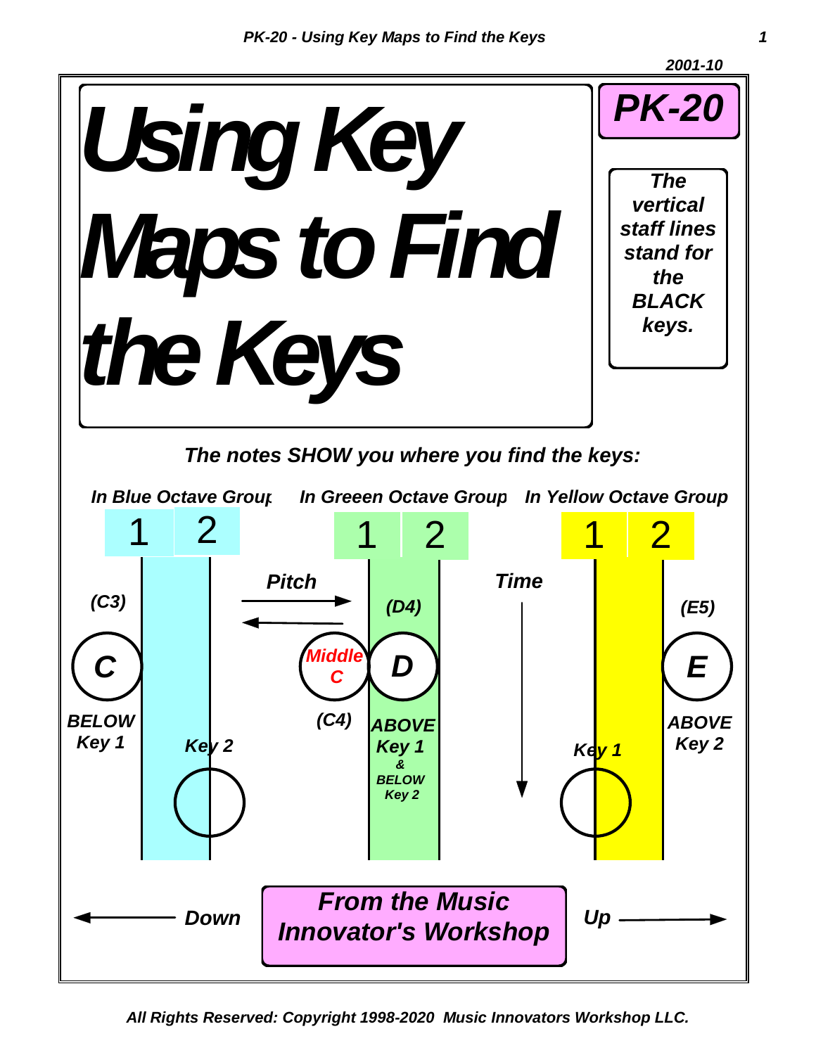2001-10

# Using Key Maps to Find the Keys

**PK-20**

*The vertical staff lines stand for the BLACK keys.*

***The notes SHOW you where you find the keys:***

*In Blue Octave Group* — *In Greeen Octave Group* — *In Yellow Octave Group*

1 2 — 1 2 — 1 2

*Pitch* — *Time*

*(C3)* **C** *BELOW Key 1* — *Key 2*

**Middle C** *(C4)* — *(D4)* **D** *ABOVE Key 1 & BELOW Key 2*

*Key 1* — *(E5)* **E** *ABOVE Key 2*

*Down* — *Up*

***From the Music Innovator's Workshop***

*All Rights Reserved: Copyright 1998-2020 Music Innovators Workshop LLC.*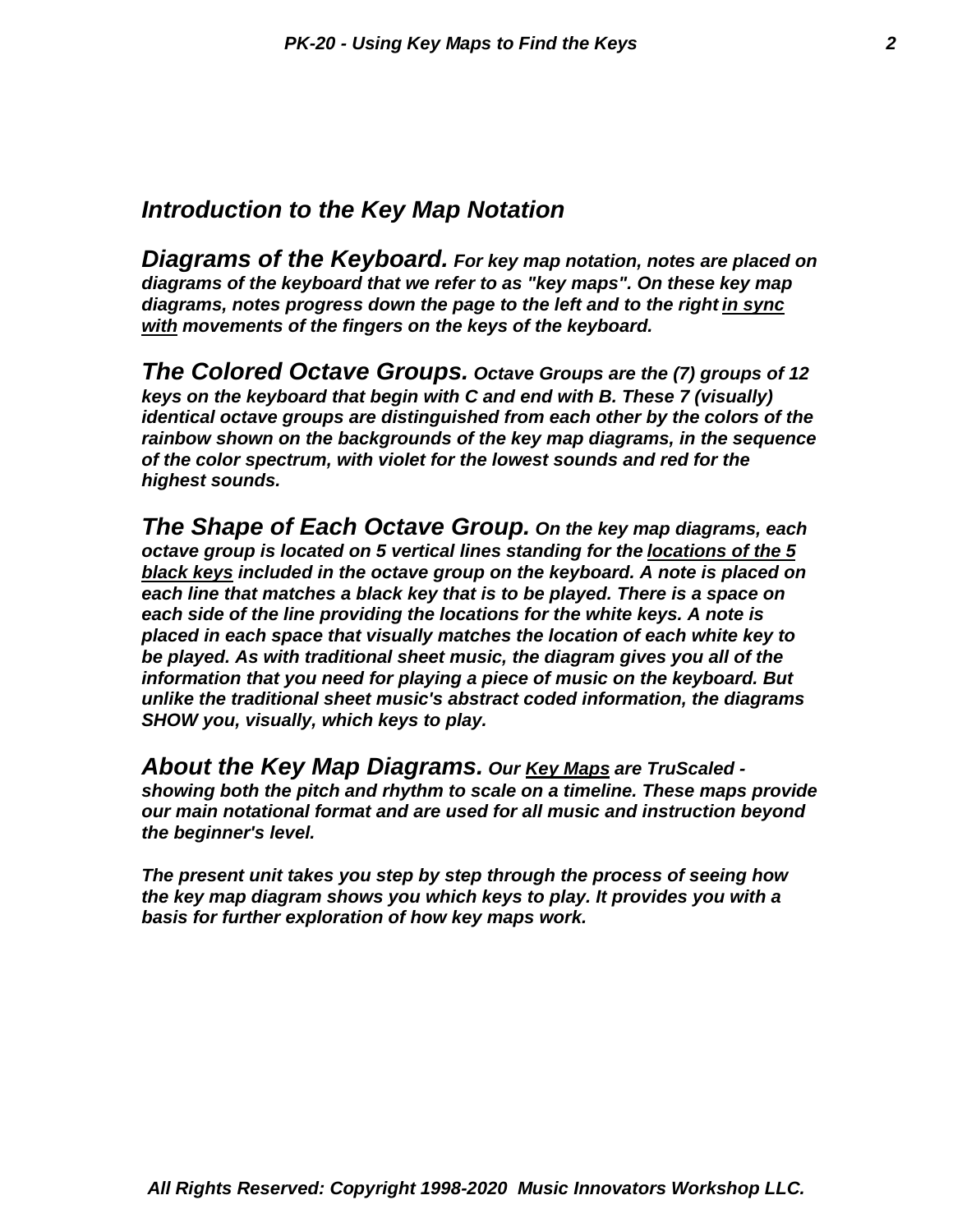## *Introduction to the Key Map Notation*

***Diagrams of the Keyboard.** For key map notation, notes are placed on diagrams of the keyboard that we refer to as "key maps". On these key map diagrams, notes progress down the page to the left and to the right <u>in sync with</u> movements of the fingers on the keys of the keyboard.*

***The Colored Octave Groups.** Octave Groups are the (7) groups of 12 keys on the keyboard that begin with C and end with B. These 7 (visually) identical octave groups are distinguished from each other by the colors of the rainbow shown on the backgrounds of the key map diagrams, in the sequence of the color spectrum, with violet for the lowest sounds and red for the highest sounds.*

***The Shape of Each Octave Group.** On the key map diagrams, each octave group is located on 5 vertical lines standing for the <u>locations of the 5 black keys</u> included in the octave group on the keyboard. A note is placed on each line that matches a black key that is to be played. There is a space on each side of the line providing the locations for the white keys. A note is placed in each space that visually matches the location of each white key to be played. As with traditional sheet music, the diagram gives you all of the information that you need for playing a piece of music on the keyboard. But unlike the traditional sheet music's abstract coded information, the diagrams SHOW you, visually, which keys to play.*

***About the Key Map Diagrams.** Our <u>Key Maps</u> are TruScaled - showing both the pitch and rhythm to scale on a timeline. These maps provide our main notational format and are used for all music and instruction beyond the beginner's level.*

***The present unit takes you step by step through the process of seeing how the key map diagram shows you which keys to play. It provides you with a basis for further exploration of how key maps work.***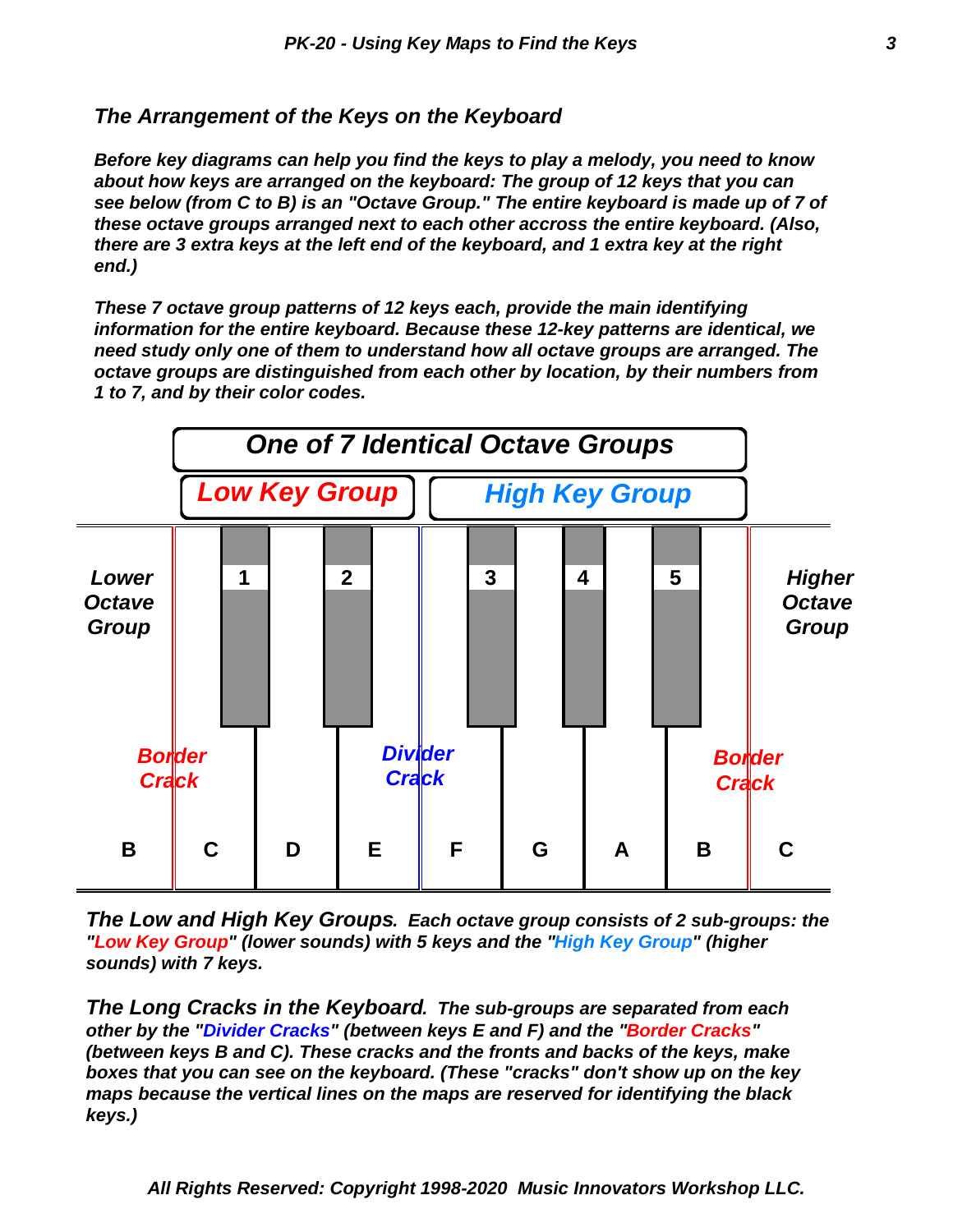## *The Arrangement of the Keys on the Keyboard*

***Before key diagrams can help you find the keys to play a melody, you need to know about how keys are arranged on the keyboard: The group of 12 keys that you can see below (from C to B) is an "Octave Group." The entire keyboard is made up of 7 of these octave groups arranged next to each other accross the entire keyboard. (Also, there are 3 extra keys at the left end of the keyboard, and 1 extra key at the right end.)***

***These 7 octave group patterns of 12 keys each, provide the main identifying information for the entire keyboard. Because these 12-key patterns are identical, we need study only one of them to understand how all octave groups are arranged. The octave groups are distinguished from each other by location, by their numbers from 1 to 7, and by their color codes.***

***One of 7 Identical Octave Groups***

***Low Key Group*** | ***High Key Group***

***Lower Octave Group*** — **1** — **2** — **3** — **4** — **5** — ***Higher Octave Group***

***Border Crack*** — ***Divider Crack*** — ***Border Crack***

**B C D E F G A B C**

***The Low and High Key Groups.*** ***Each octave group consists of 2 sub-groups: the "Low Key Group" (lower sounds) with 5 keys and the "High Key Group" (higher sounds) with 7 keys.***

***The Long Cracks in the Keyboard.*** ***The sub-groups are separated from each other by the "Divider Cracks" (between keys E and F) and the "Border Cracks" (between keys B and C). These cracks and the fronts and backs of the keys, make boxes that you can see on the keyboard. (These "cracks" don't show up on the key maps because the vertical lines on the maps are reserved for identifying the black keys.)***

***All Rights Reserved: Copyright 1998-2020 Music Innovators Workshop LLC.***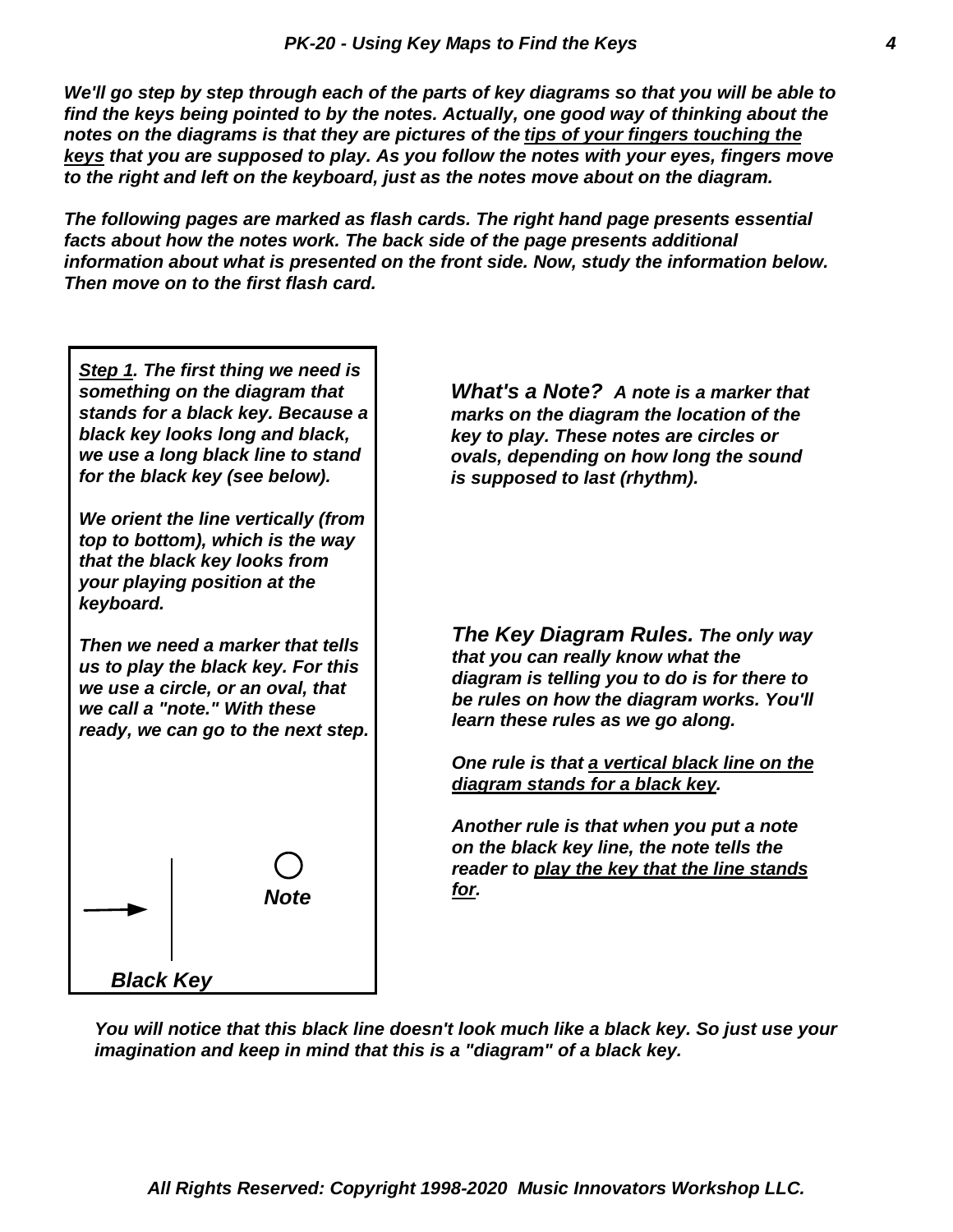*We'll go step by step through each of the parts of key diagrams so that you will be able to find the keys being pointed to by the notes. Actually, one good way of thinking about the notes on the diagrams is that they are pictures of the <u>tips of your fingers touching the keys</u> that you are supposed to play. As you follow the notes with your eyes, fingers move to the right and left on the keyboard, just as the notes move about on the diagram.*

*The following pages are marked as flash cards. The right hand page presents essential facts about how the notes work. The back side of the page presents additional information about what is presented on the front side. Now, study the information below. Then move on to the first flash card.*

***<u>Step 1</u>. The first thing we need is something on the diagram that stands for a black key. Because a black key looks long and black, we use a long black line to stand for the black key (see below).***

***We orient the line vertically (from top to bottom), which is the way that the black key looks from your playing position at the keyboard.***

***Then we need a marker that tells us to play the black key. For this we use a circle, or an oval, that we call a "note." With these ready, we can go to the next step.***

***Note***

***Black Key***

***What's a Note?** A note is a marker that marks on the diagram the location of the key to play. These notes are circles or ovals, depending on how long the sound is supposed to last (rhythm).*

***The Key Diagram Rules.** The only way that you can really know what the diagram is telling you to do is for there to be rules on how the diagram works. You'll learn these rules as we go along.*

*One rule is that <u>a vertical black line on the diagram stands for a black key</u>.*

*Another rule is that when you put a note on the black key line, the note tells the reader to <u>play the key that the line stands for</u>.*

*You will notice that this black line doesn't look much like a black key. So just use your imagination and keep in mind that this is a "diagram" of a black key.*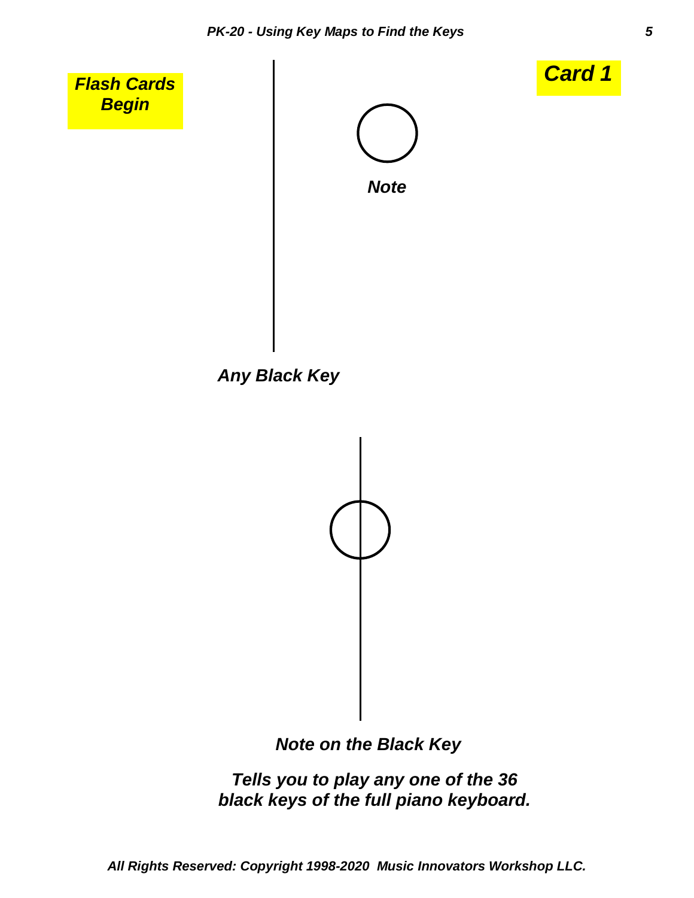***Flash Cards Begin***

***Card 1***

***Note***

***Any Black Key***

***Note on the Black Key***

***Tells you to play any one of the 36 black keys of the full piano keyboard.***

*All Rights Reserved: Copyright 1998-2020 Music Innovators Workshop LLC.*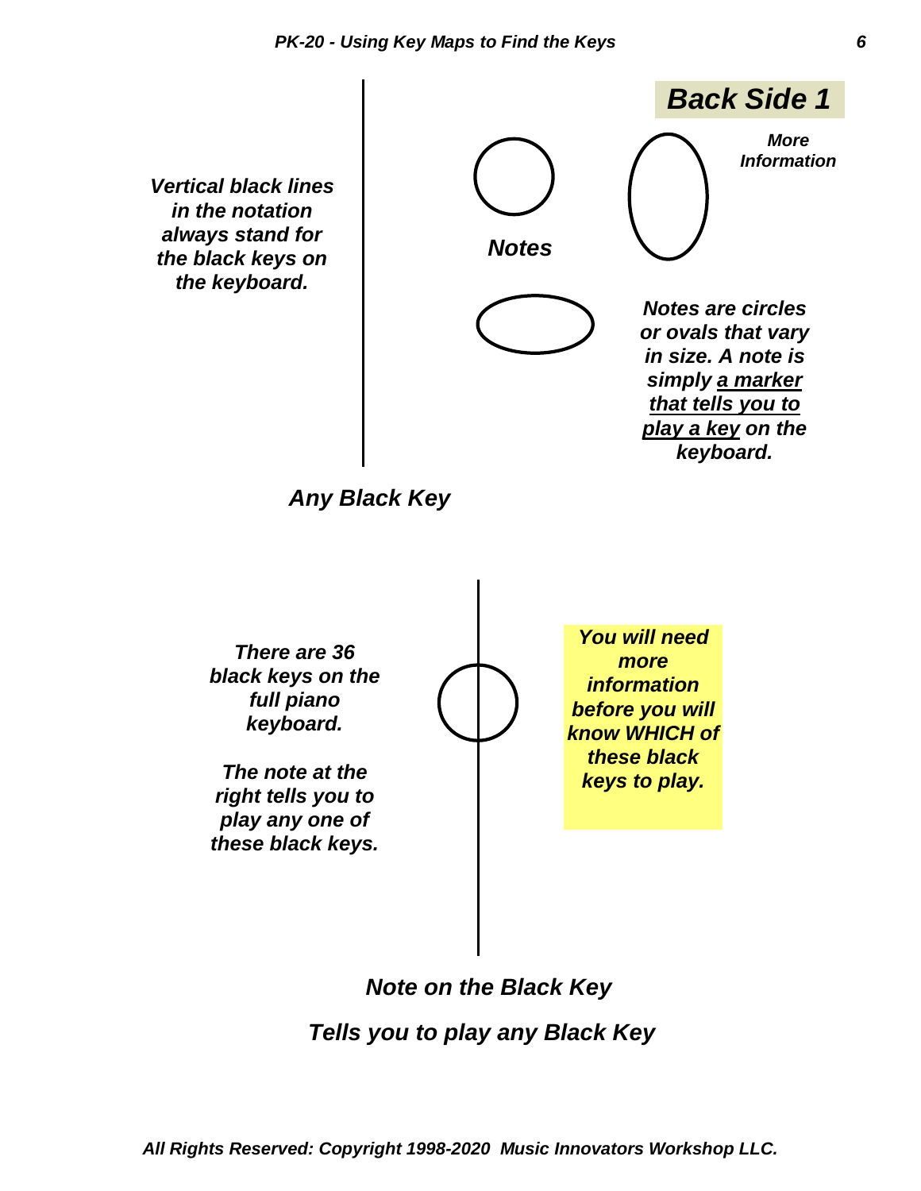## *Back Side 1*

*Vertical black lines in the notation always stand for the black keys on the keyboard.*

***Notes***

***More Information***

***Notes are circles or ovals that vary in size. A note is simply <u>a marker that tells you to play a key</u> on the keyboard.***

***Any Black Key***

***There are 36 black keys on the full piano keyboard.***

***The note at the right tells you to play any one of these black keys.***

***You will need more information before you will know WHICH of these black keys to play.***

***Note on the Black Key***

***Tells you to play any Black Key***

*All Rights Reserved: Copyright 1998-2020 Music Innovators Workshop LLC.*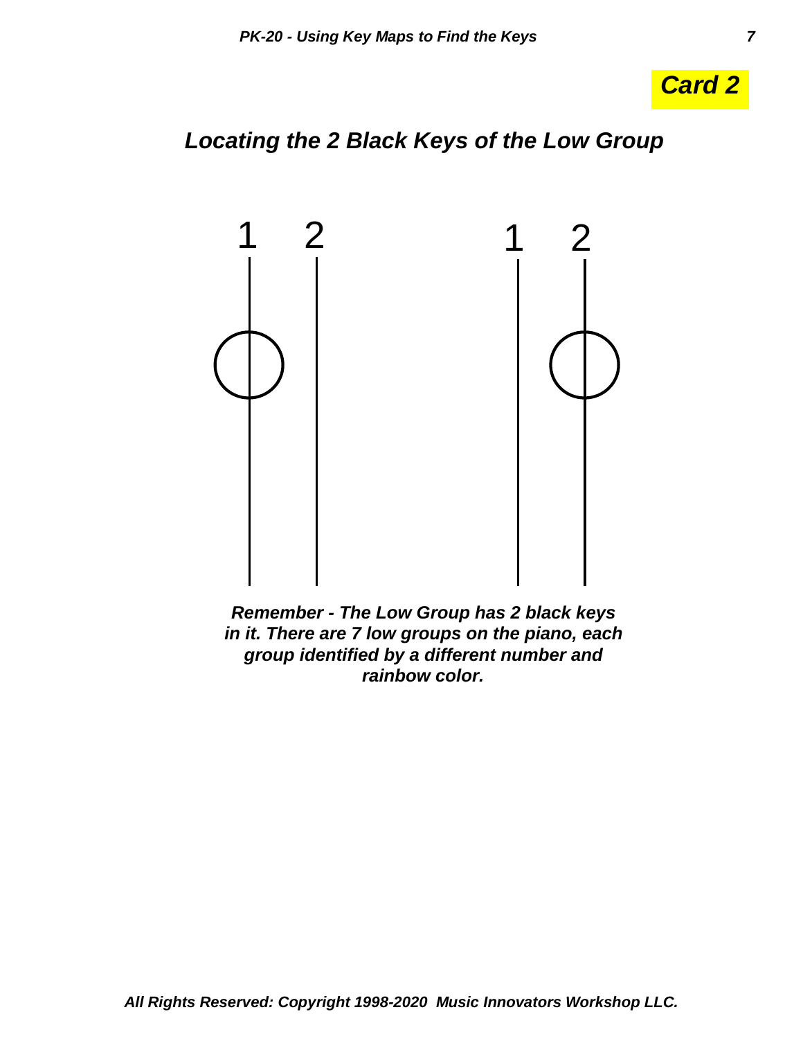***Card 2***

## *Locating the 2 Black Keys of the Low Group*

1 2 1 2

***Remember - The Low Group has 2 black keys in it. There are 7 low groups on the piano, each group identified by a different number and rainbow color.***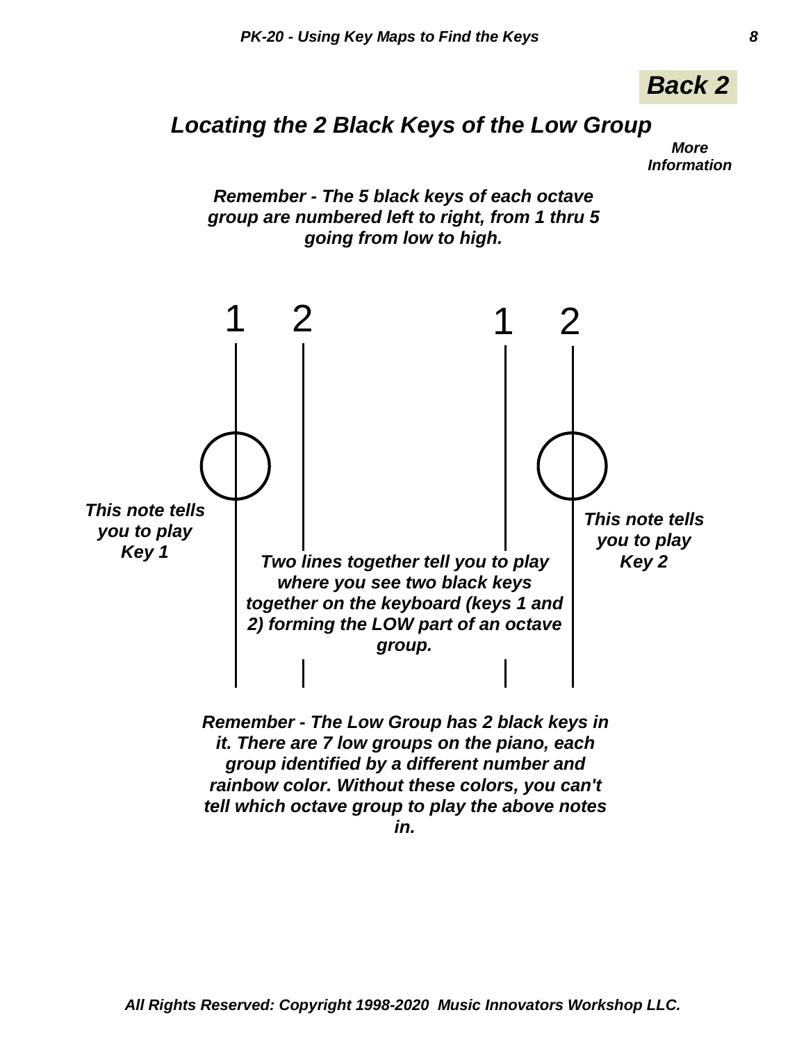*Back 2*

## *Locating the 2 Black Keys of the Low Group*

***More Information***

***Remember - The 5 black keys of each octave group are numbered left to right, from 1 thru 5 going from low to high.***

1 2 1 2

***This note tells you to play Key 1***

***Two lines together tell you to play where you see two black keys together on the keyboard (keys 1 and 2) forming the LOW part of an octave group.***

***This note tells you to play Key 2***

***Remember - The Low Group has 2 black keys in it. There are 7 low groups on the piano, each group identified by a different number and rainbow color. Without these colors, you can't tell which octave group to play the above notes in.***

***All Rights Reserved: Copyright 1998-2020 Music Innovators Workshop LLC.***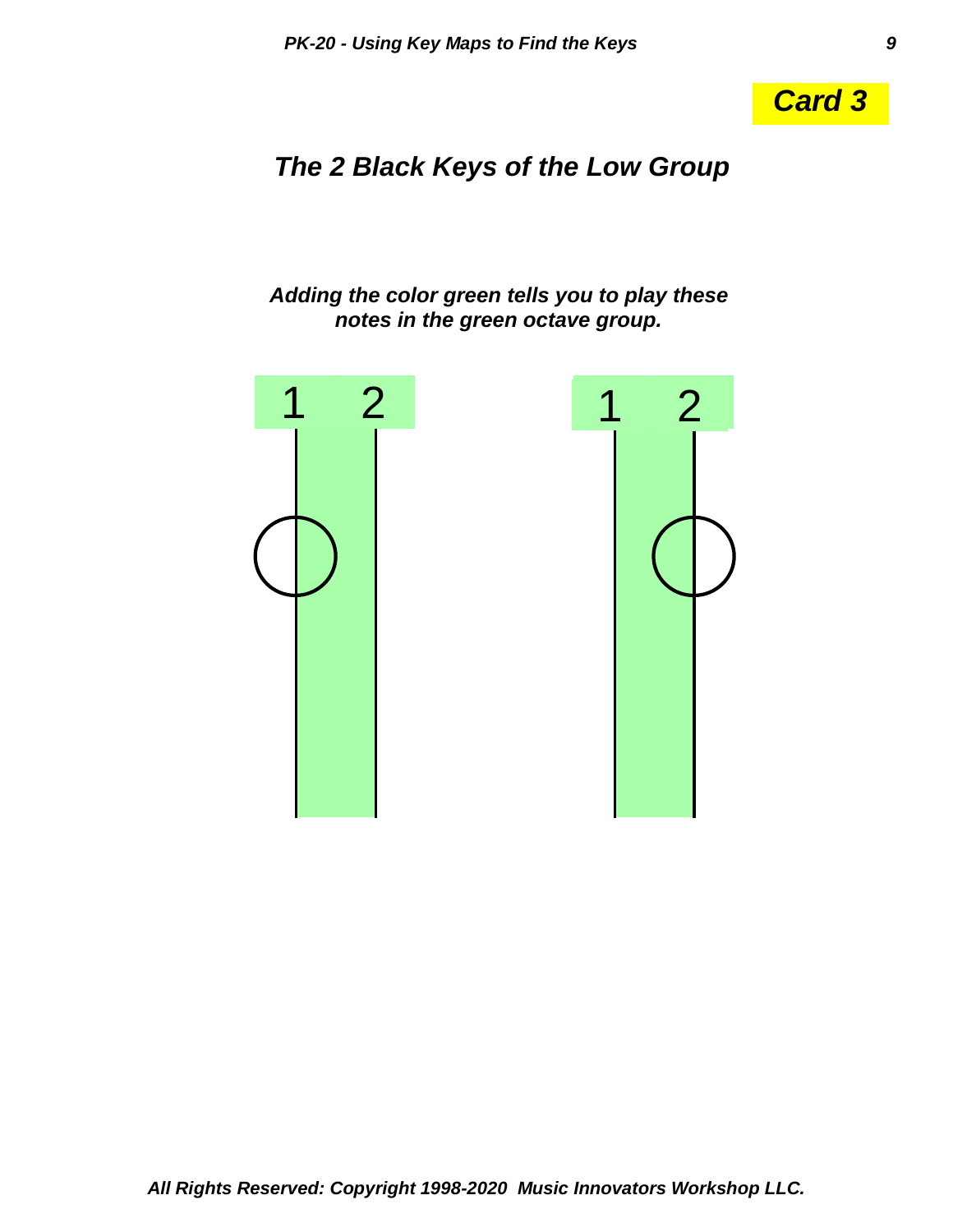**Card 3**

## *The 2 Black Keys of the Low Group*

***Adding the color green tells you to play these notes in the green octave group.***

1 2

1 2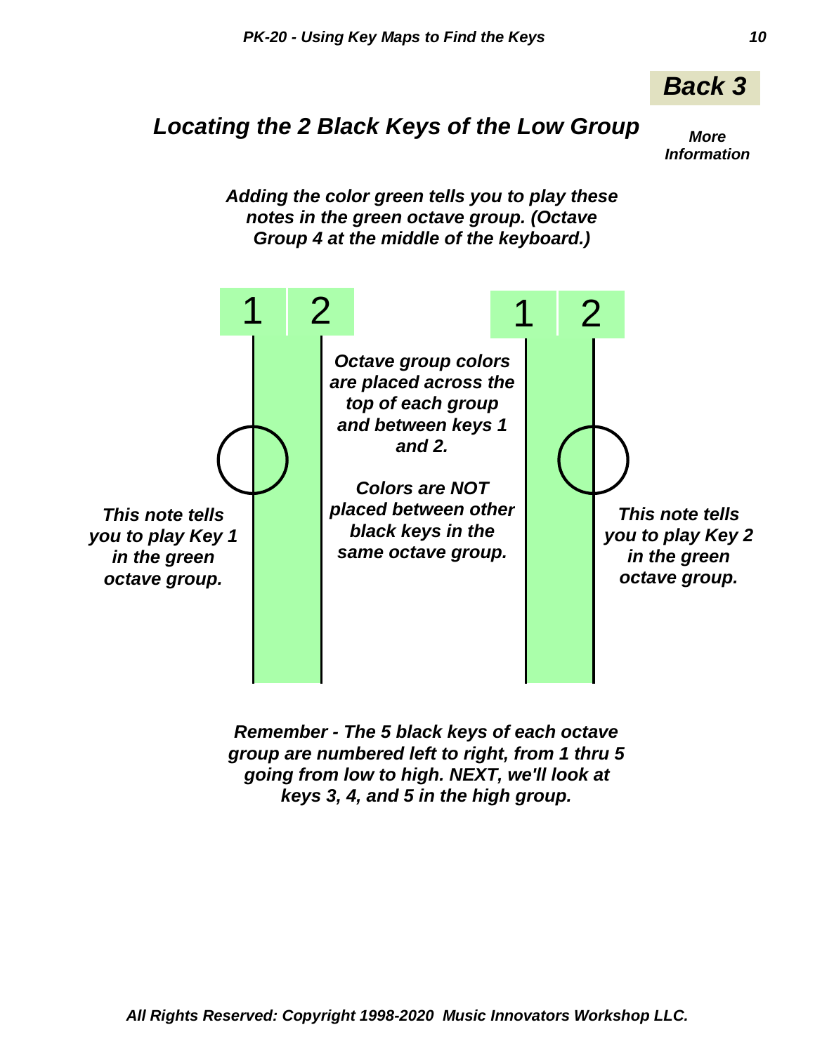**Back 3**

## *Locating the 2 Black Keys of the Low Group*

***More Information***

***Adding the color green tells you to play these notes in the green octave group. (Octave Group 4 at the middle of the keyboard.)***

1 2 1 2

***Octave group colors are placed across the top of each group and between keys 1 and 2.***

***Colors are NOT placed between other black keys in the same octave group.***

***This note tells you to play Key 1 in the green octave group.***

***This note tells you to play Key 2 in the green octave group.***

***Remember - The 5 black keys of each octave group are numbered left to right, from 1 thru 5 going from low to high. NEXT, we'll look at keys 3, 4, and 5 in the high group.***

***All Rights Reserved: Copyright 1998-2020 Music Innovators Workshop LLC.***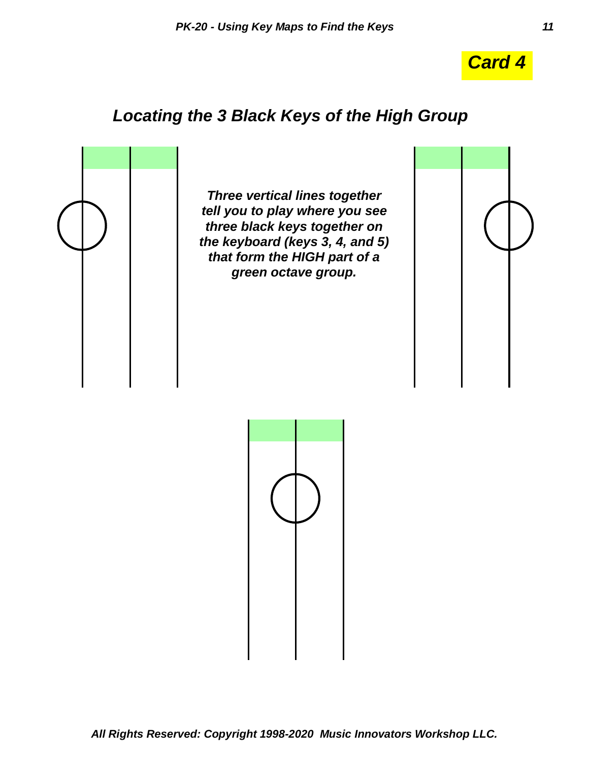***Card 4***

## *Locating the 3 Black Keys of the High Group*

***Three vertical lines together tell you to play where you see three black keys together on the keyboard (keys 3, 4, and 5) that form the HIGH part of a green octave group.***

***All Rights Reserved: Copyright 1998-2020 Music Innovators Workshop LLC.***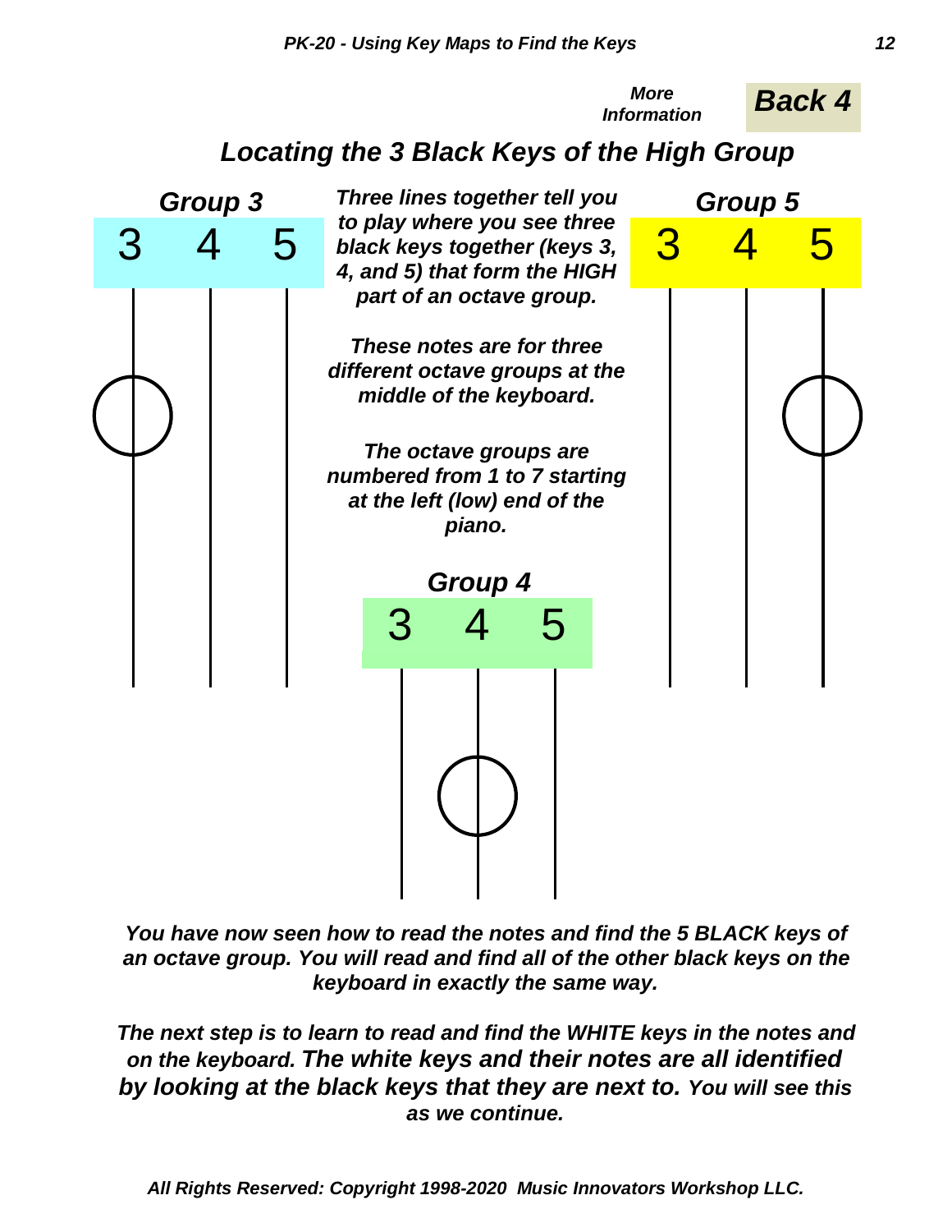*More Information* **Back 4**

## *Locating the 3 Black Keys of the High Group*

**Group 3**

3 4 5

***Three lines together tell you to play where you see three black keys together (keys 3, 4, and 5) that form the HIGH part of an octave group.***

***These notes are for three different octave groups at the middle of the keyboard.***

***The octave groups are numbered from 1 to 7 starting at the left (low) end of the piano.***

**Group 5**

3 4 5

**Group 4**

3 4 5

***You have now seen how to read the notes and find the 5 BLACK keys of an octave group. You will read and find all of the other black keys on the keyboard in exactly the same way.***

***The next step is to learn to read and find the WHITE keys in the notes and on the keyboard. The white keys and their notes are all identified by looking at the black keys that they are next to. You will see this as we continue.***

***All Rights Reserved: Copyright 1998-2020 Music Innovators Workshop LLC.***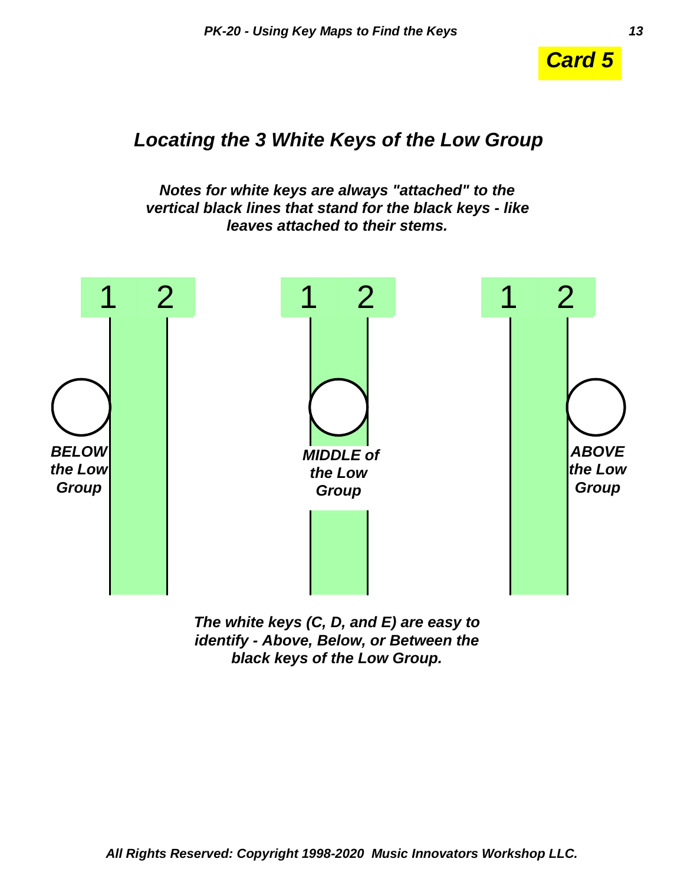**Card 5**

## *Locating the 3 White Keys of the Low Group*

***Notes for white keys are always "attached" to the vertical black lines that stand for the black keys - like leaves attached to their stems.***

1 2 | 1 2 | 1 2

***BELOW the Low Group***

***MIDDLE of the Low Group***

***ABOVE the Low Group***

***The white keys (C, D, and E) are easy to identify - Above, Below, or Between the black keys of the Low Group.***

***All Rights Reserved: Copyright 1998-2020 Music Innovators Workshop LLC.***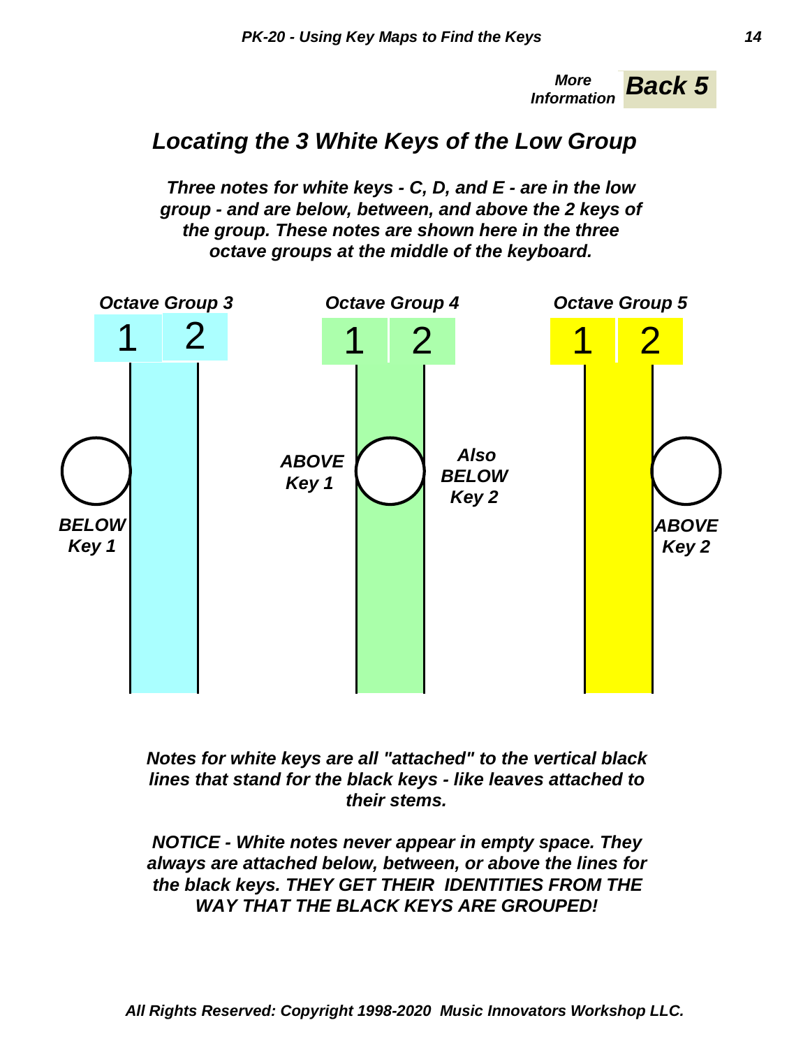*More Information* **Back 5**

## *Locating the 3 White Keys of the Low Group*

***Three notes for white keys - C, D, and E - are in the low group - and are below, between, and above the 2 keys of the group. These notes are shown here in the three octave groups at the middle of the keyboard.***

***Octave Group 3***

1 2

***BELOW Key 1***

***Octave Group 4***

1 2

***ABOVE Key 1*** ***Also BELOW Key 2***

***Octave Group 5***

1 2

***ABOVE Key 2***

***Notes for white keys are all "attached" to the vertical black lines that stand for the black keys - like leaves attached to their stems.***

***NOTICE - White notes never appear in empty space. They always are attached below, between, or above the lines for the black keys. THEY GET THEIR IDENTITIES FROM THE WAY THAT THE BLACK KEYS ARE GROUPED!***

***All Rights Reserved: Copyright 1998-2020 Music Innovators Workshop LLC.***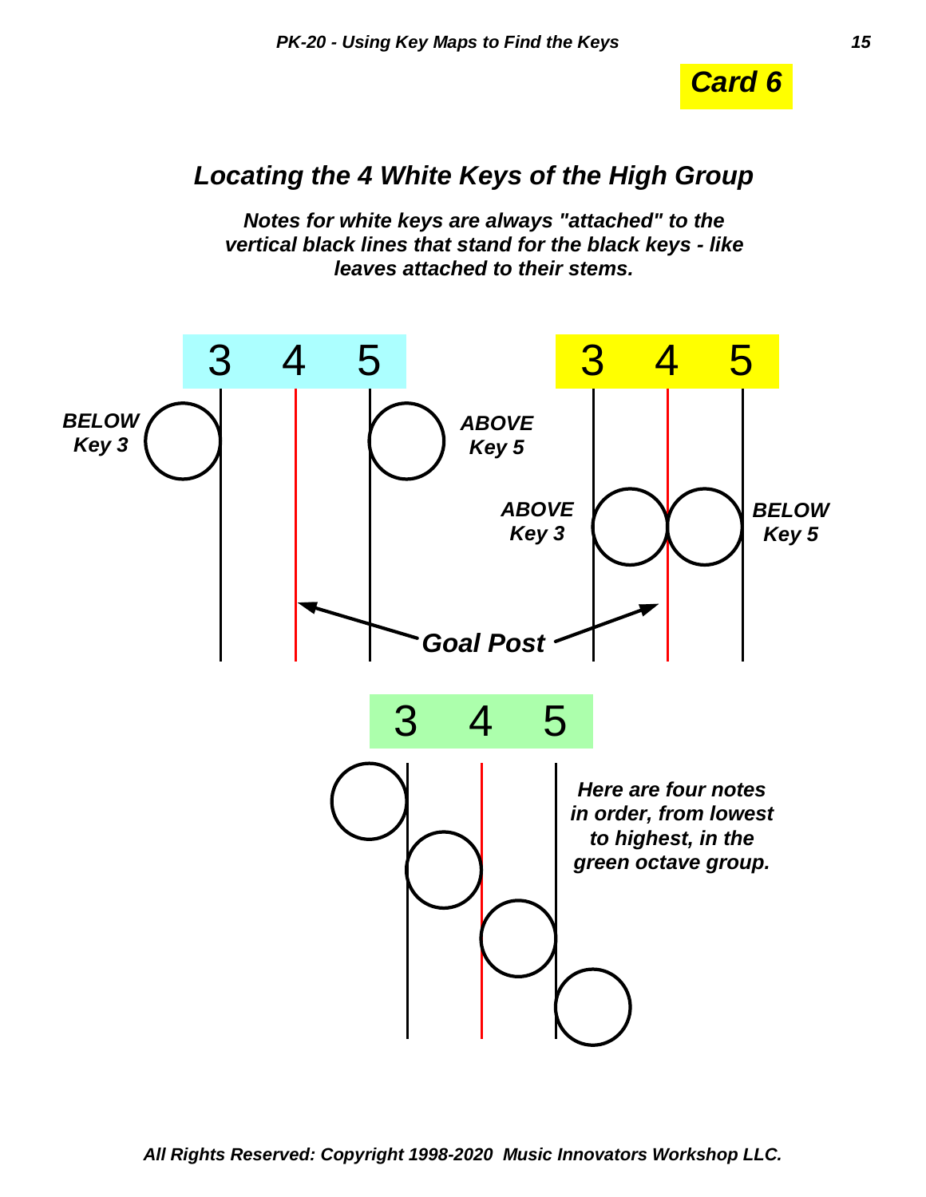**Card 6**

## *Locating the 4 White Keys of the High Group*

***Notes for white keys are always "attached" to the vertical black lines that stand for the black keys - like leaves attached to their stems.***

3 4 5

***BELOW Key 3***

***ABOVE Key 5***

3 4 5

***ABOVE Key 3***

***BELOW Key 5***

***Goal Post***

3 4 5

***Here are four notes in order, from lowest to highest, in the green octave group.***

*All Rights Reserved: Copyright 1998-2020 Music Innovators Workshop LLC.*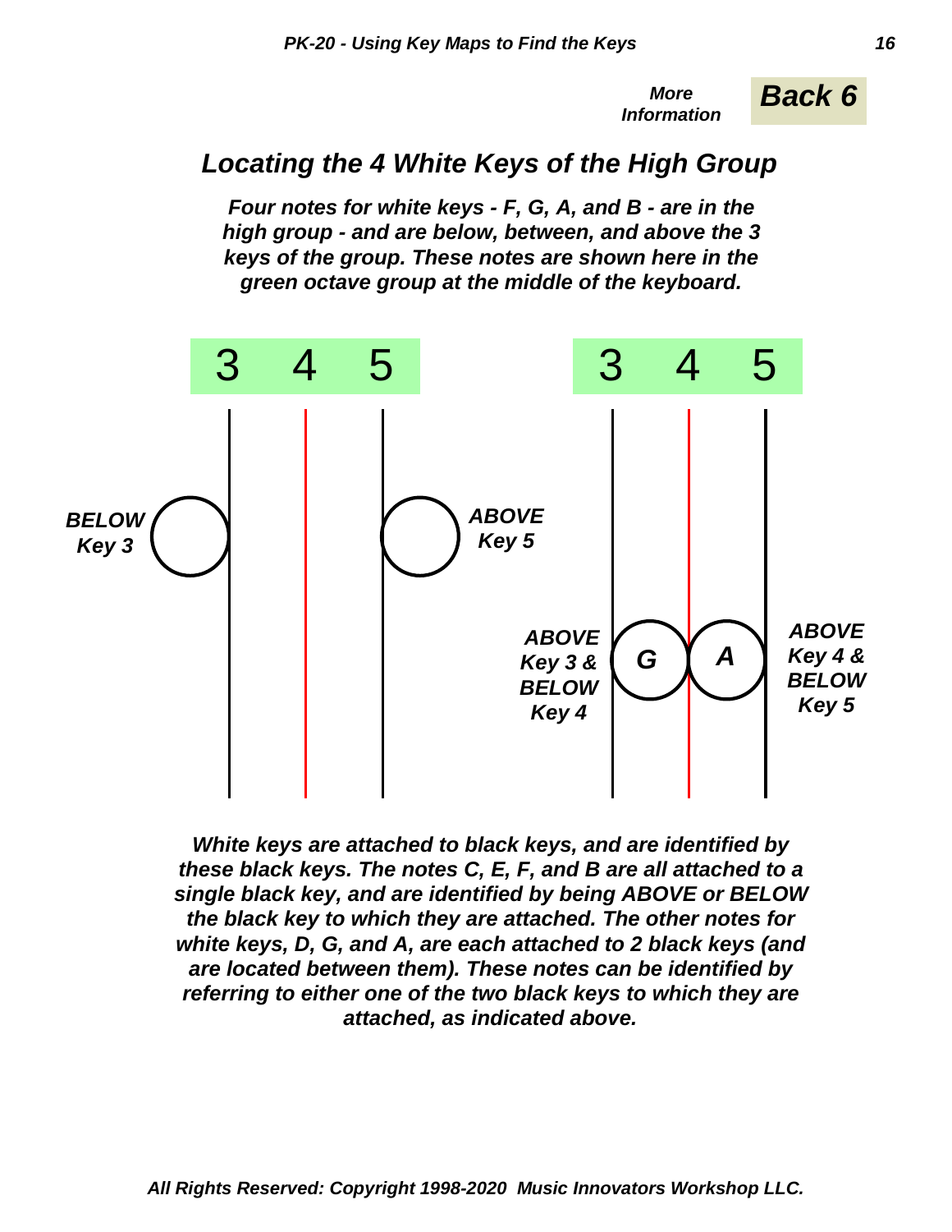*More Information* **Back 6**

## *Locating the 4 White Keys of the High Group*

***Four notes for white keys - F, G, A, and B - are in the high group - and are below, between, and above the 3 keys of the group. These notes are shown here in the green octave group at the middle of the keyboard.***

3 4 5 3 4 5

***BELOW Key 3***

***ABOVE Key 5***

***ABOVE Key 3 & BELOW Key 4*** ***G*** ***A*** ***ABOVE Key 4 & BELOW Key 5***

***White keys are attached to black keys, and are identified by these black keys. The notes C, E, F, and B are all attached to a single black key, and are identified by being ABOVE or BELOW the black key to which they are attached. The other notes for white keys, D, G, and A, are each attached to 2 black keys (and are located between them). These notes can be identified by referring to either one of the two black keys to which they are attached, as indicated above.***

***All Rights Reserved: Copyright 1998-2020 Music Innovators Workshop LLC.***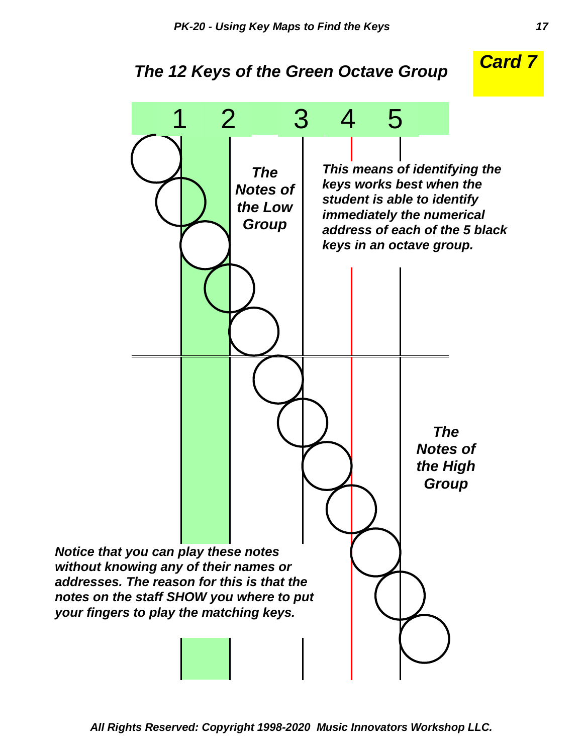## The 12 Keys of the Green Octave Group

**Card 7**

1 2 3 4 5

***The Notes of the Low Group***

***This means of identifying the keys works best when the student is able to identify immediately the numerical address of each of the 5 black keys in an octave group.***

***The Notes of the High Group***

***Notice that you can play these notes without knowing any of their names or addresses. The reason for this is that the notes on the staff SHOW you where to put your fingers to play the matching keys.***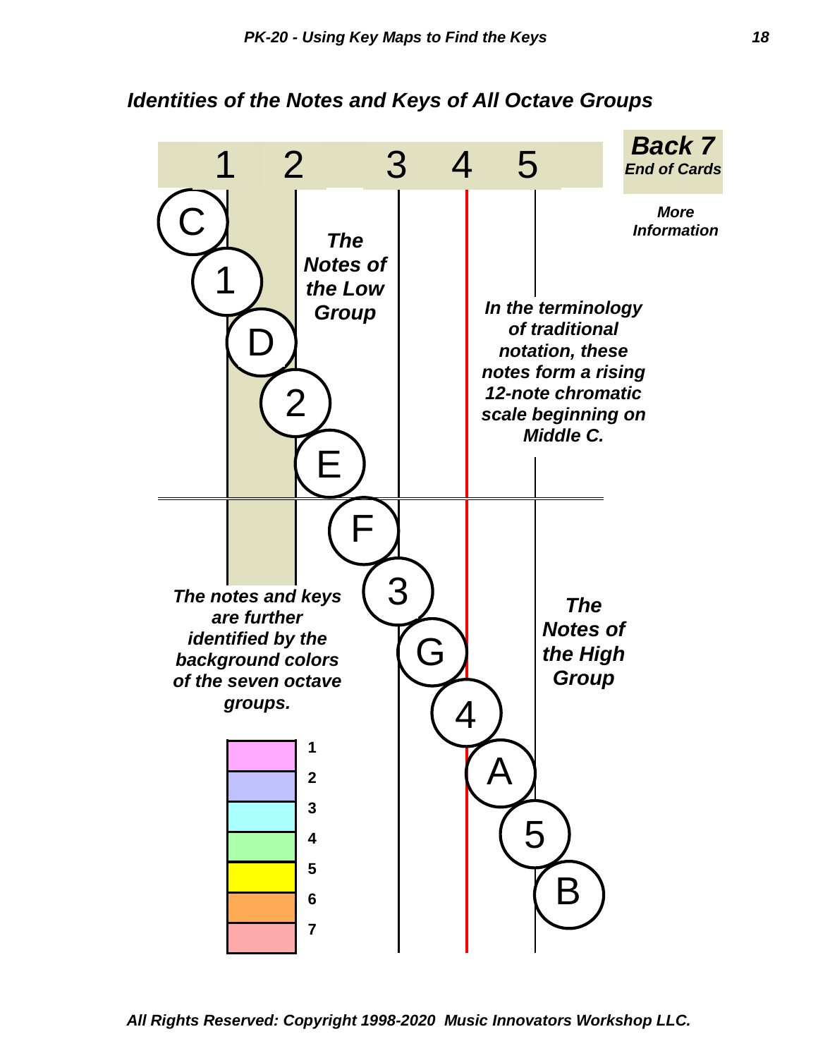## *Identities of the Notes and Keys of All Octave Groups*

| 1 | 2 | 3 | 4 | 5 |
|---|---|---|---|---|

***Back 7***
*End of Cards*

***More Information***

***The Notes of the Low Group***

C 1 D 2 E

***In the terminology of traditional notation, these notes form a rising 12-note chromatic scale beginning on Middle C.***

F 3 G 4 A 5 B

***The Notes of the High Group***

***The notes and keys are further identified by the background colors of the seven octave groups.***

1
2
3
4
5
6
7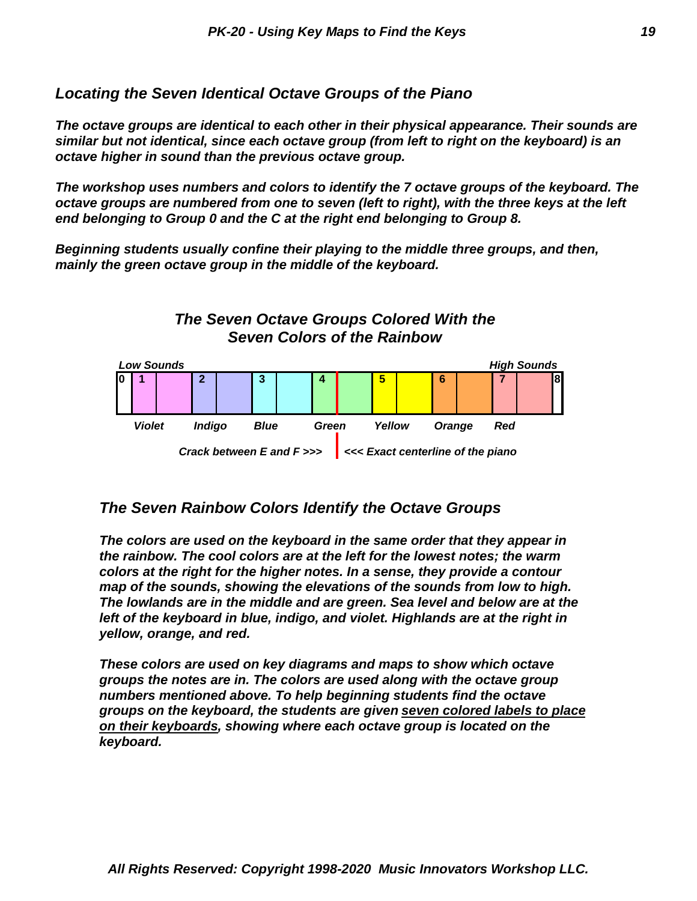## Locating the Seven Identical Octave Groups of the Piano

***The octave groups are identical to each other in their physical appearance. Their sounds are similar but not identical, since each octave group (from left to right on the keyboard) is an octave higher in sound than the previous octave group.***

***The workshop uses numbers and colors to identify the 7 octave groups of the keyboard. The octave groups are numbered from one to seven (left to right), with the three keys at the left end belonging to Group 0 and the C at the right end belonging to Group 8.***

***Beginning students usually confine their playing to the middle three groups, and then, mainly the green octave group in the middle of the keyboard.***

### The Seven Octave Groups Colored With the Seven Colors of the Rainbow

*Low Sounds* — *High Sounds*

| 0 | 1 | 2 | 3 | 4 | 5 | 6 | 7 | 8 |
|---|---|---|---|---|---|---|---|---|
| | Violet | Indigo | Blue | Green | Yellow | Orange | Red | |

*Crack between E and F >>> | <<< Exact centerline of the piano*

## The Seven Rainbow Colors Identify the Octave Groups

***The colors are used on the keyboard in the same order that they appear in the rainbow. The cool colors are at the left for the lowest notes; the warm colors at the right for the higher notes. In a sense, they provide a contour map of the sounds, showing the elevations of the sounds from low to high. The lowlands are in the middle and are green. Sea level and below are at the left of the keyboard in blue, indigo, and violet. Highlands are at the right in yellow, orange, and red.***

***These colors are used on key diagrams and maps to show which octave groups the notes are in. The colors are used along with the octave group numbers mentioned above. To help beginning students find the octave groups on the keyboard, the students are given <u>seven colored labels to place on their keyboards</u>, showing where each octave group is located on the keyboard.***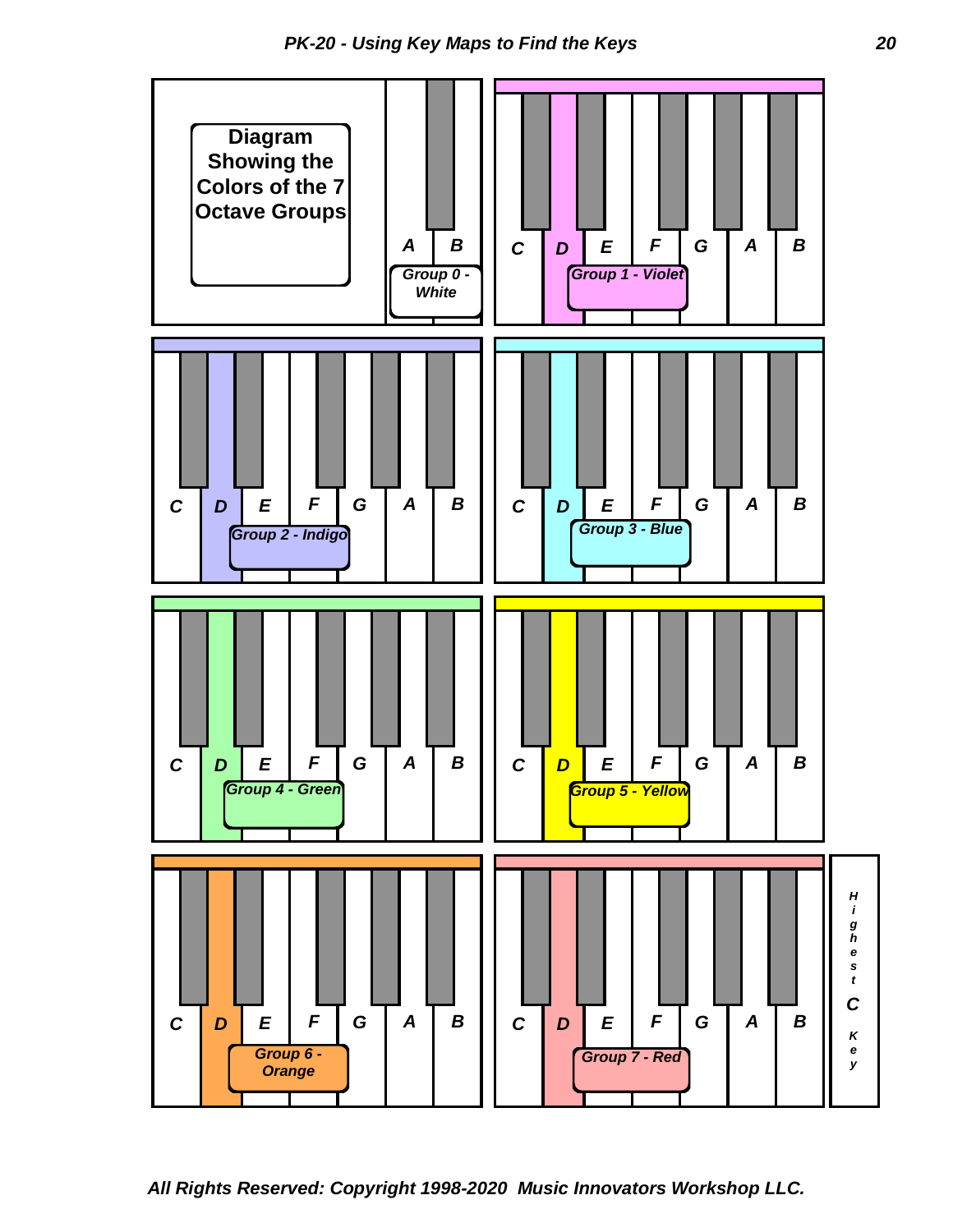# Diagram Showing the Colors of the 7 Octave Groups

A B
*Group 0 - White*

C D E F G A B
*Group 1 - Violet*

C D E F G A B
*Group 2 - Indigo*

C D E F G A B
*Group 3 - Blue*

C D E F G A B
*Group 4 - Green*

C D E F G A B
*Group 5 - Yellow*

C D E F G A B
*Group 6 - Orange*

C D E F G A B
*Group 7 - Red*

*Highest C Key*

*All Rights Reserved: Copyright 1998-2020 Music Innovators Workshop LLC.*